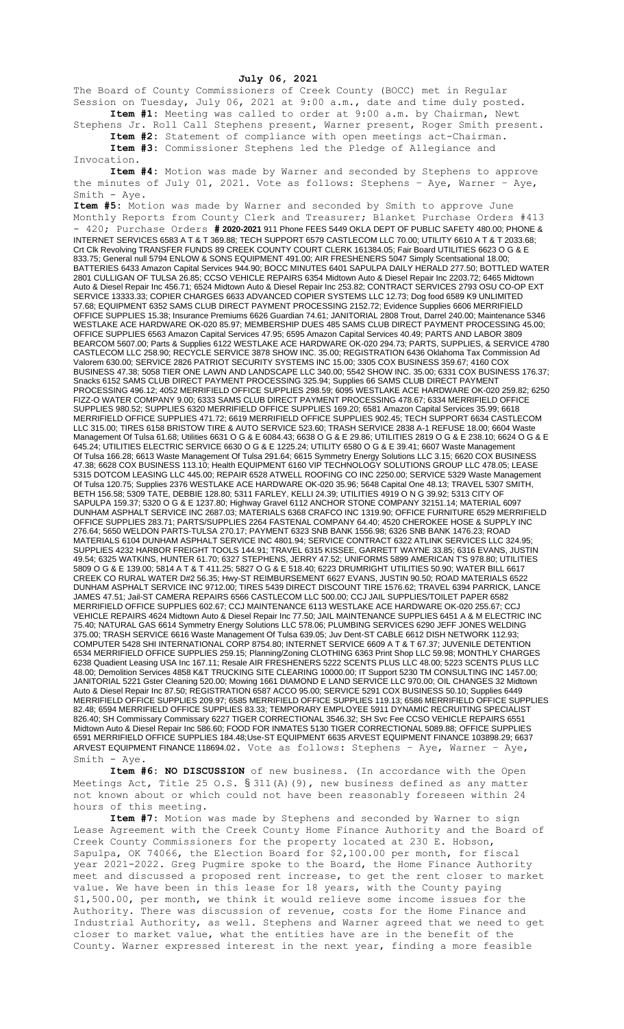**July 06, 2021**

The Board of County Commissioners of Creek County (BOCC) met in Regular Session on Tuesday, July 06, 2021 at 9:00 a.m., date and time duly posted.

**Item #1:** Meeting was called to order at 9:00 a.m. by Chairman, Newt Stephens Jr. Roll Call Stephens present, Warner present, Roger Smith present.

**Item #2:** Statement of compliance with open meetings act-Chairman.

**Item #3:** Commissioner Stephens led the Pledge of Allegiance and Invocation.

**Item #4:** Motion was made by Warner and seconded by Stephens to approve the minutes of July 01, 2021. Vote as follows: Stephens – Aye, Warner – Aye, Smith - Aye.

**Item #5:** Motion was made by Warner and seconded by Smith to approve June Monthly Reports from County Clerk and Treasurer; Blanket Purchase Orders #413 - 420; Purchase Orders **# 2020-2021** 911 Phone FEES 5449 OKLA DEPT OF PUBLIC SAFETY 480.00; PHONE & INTERNET SERVICES 6583 A T & T 369.88; TECH SUPPORT 6579 CASTLECOM LLC 70.00; UTILITY 6610 A T & T 2033.68; Crt Clk Revolving TRANSFER FUNDS 89 CREEK COUNTY COURT CLERK 161384.05; Fair Board UTILITIES 6623 O G & E 833.75; General null 5794 ENLOW & SONS EQUIPMENT 491.00; AIR FRESHENERS 5047 Simply Scentsational 18.00; BATTERIES 6433 Amazon Capital Services 944.90; BOCC MINUTES 6401 SAPULPA DAILY HERALD 277.50; BOTTLED WATER 2801 CULLIGAN OF TULSA 26.85; CCSO VEHICLE REPAIRS 6354 Midtown Auto & Diesel Repair Inc 2203.72; 6465 Midtown Auto & Diesel Repair Inc 456.71; 6524 Midtown Auto & Diesel Repair Inc 253.82; CONTRACT SERVICES 2793 OSU CO-OP EXT SERVICE 13333.33; COPIER CHARGES 6633 ADVANCED COPIER SYSTEMS LLC 12.73; Dog food 6589 K9 UNLIMITED 57.68; EQUIPMENT 6352 SAMS CLUB DIRECT PAYMENT PROCESSING 2152.72; Evidence Supplies 6606 MERRIFIELD OFFICE SUPPLIES 15.38; Insurance Premiums 6626 Guardian 74.61; JANITORIAL 2808 Trout, Darrel 240.00; Maintenance 5346 WESTLAKE ACE HARDWARE OK-020 85.97; MEMBERSHIP DUES 485 SAMS CLUB DIRECT PAYMENT PROCESSING 45.00; OFFICE SUPPLIES 6563 Amazon Capital Services 47.95; 6595 Amazon Capital Services 40.49; PARTS AND LABOR 3809 BEARCOM 5607.00; Parts & Supplies 6122 WESTLAKE ACE HARDWARE OK-020 294.73; PARTS, SUPPLIES, & SERVICE 4780 CASTLECOM LLC 258.90; RECYCLE SERVICE 3878 SHOW INC. 35.00; REGISTRATION 6436 Oklahoma Tax Commission Ad Valorem 630.00; SERVICE 2826 PATRIOT SECURITY SYSTEMS INC 15.00; 3305 COX BUSINESS 359.67; 4160 COX BUSINESS 47.38; 5058 TIER ONE LAWN AND LANDSCAPE LLC 340.00; 5542 SHOW INC. 35.00; 6331 COX BUSINESS 176.37; Snacks 6152 SAMS CLUB DIRECT PAYMENT PROCESSING 325.94; Supplies 66 SAMS CLUB DIRECT PAYMENT PROCESSING 496.12; 4052 MERRIFIELD OFFICE SUPPLIES 298.59; 6095 WESTLAKE ACE HARDWARE OK-020 259.82; 6250 FIZZ-O WATER COMPANY 9.00; 6333 SAMS CLUB DIRECT PAYMENT PROCESSING 478.67; 6334 MERRIFIELD OFFICE SUPPLIES 980.52; SUPPLIES 6320 MERRIFIELD OFFICE SUPPLIES 169.20; 6581 Amazon Capital Services 35.99; 6618 MERRIFIELD OFFICE SUPPLIES 471.72; 6619 MERRIFIELD OFFICE SUPPLIES 902.45; TECH SUPPORT 6634 CASTLECOM LLC 315.00; TIRES 6158 BRISTOW TIRE & AUTO SERVICE 523.60; TRASH SERVICE 2838 A-1 REFUSE 18.00; 6604 Waste Management Of Tulsa 61.68; Utilities 6631 O G & E 6084.43; 6638 O G & E 29.86; UTILITIES 2819 O G & E 238.10; 6624 O G & E 645.24; UTILITIES ELECTRIC SERVICE 6630 O G & E 1225.24; UTILITY 6580 O G & E 39.41; 6607 Waste Management Of Tulsa 166.28; 6613 Waste Management Of Tulsa 291.64; 6615 Symmetry Energy Solutions LLC 3.15; 6620 COX BUSINESS 47.38; 6628 COX BUSINESS 113.10; Health EQUIPMENT 6160 VIP TECHNOLOGY SOLUTIONS GROUP LLC 478.05; LEASE 5315 DOTCOM LEASING LLC 445.00; REPAIR 6528 ATWELL ROOFING CO INC 2250.00; SERVICE 5329 Waste Management Of Tulsa 120.75; Supplies 2376 WESTLAKE ACE HARDWARE OK-020 35.96; 5648 Capital One 48.13; TRAVEL 5307 SMITH, BETH 156.58; 5309 TATE, DEBBIE 128.80; 5311 FARLEY, KELLI 24.39; UTILITIES 4919 O N G 39.92; 5313 CITY OF SAPULPA 159.37; 5320 O G & E 1237.80; Highway Gravel 6112 ANCHOR STONE COMPANY 32151.14; MATERIAL 6097 DUNHAM ASPHALT SERVICE INC 2687.03; MATERIALS 6368 CRAFCO INC 1319.90; OFFICE FURNITURE 6529 MERRIFIELD OFFICE SUPPLIES 283.71; PARTS/SUPPLIES 2264 FASTENAL COMPANY 64.40; 4520 CHEROKEE HOSE & SUPPLY INC 276.64; 5650 WELDON PARTS-TULSA 270.17; PAYMENT 6323 SNB BANK 1556.98; 6326 SNB BANK 1476.23; ROAD MATERIALS 6104 DUNHAM ASPHALT SERVICE INC 4801.94; SERVICE CONTRACT 6322 ATLINK SERVICES LLC 324.95; SUPPLIES 4232 HARBOR FREIGHT TOOLS 144.91; TRAVEL 6315 KISSEE, GARRETT WAYNE 33.85; 6316 EVANS, JUSTIN 49.54; 6325 WATKINS, HUNTER 61.70; 6327 STEPHENS, JERRY 47.52; UNIFORMS 5899 AMERICAN T'S 978.80; UTILITIES 5809 O G & E 139.00; 5814 A T & T 411.25; 5827 O G & E 518.40; 6223 DRUMRIGHT UTILITIES 50.90; WATER BILL 6617 CREEK CO RURAL WATER D#2 56.35; Hwy-ST REIMBURSEMENT 6627 EVANS, JUSTIN 90.50; ROAD MATERIALS 6522 DUNHAM ASPHALT SERVICE INC 9712.00; TIRES 5439 DIRECT DISCOUNT TIRE 1576.62; TRAVEL 6394 PARRICK, LANCE JAMES 47.51; Jail-ST CAMERA REPAIRS 6566 CASTLECOM LLC 500.00; CCJ JAIL SUPPLIES/TOILET PAPER 6582 MERRIFIELD OFFICE SUPPLIES 602.67; CCJ MAINTENANCE 6113 WESTLAKE ACE HARDWARE OK-020 255.67; CCJ VEHICLE REPAIRS 4624 Midtown Auto & Diesel Repair Inc 77.50; JAIL MAINTENANCE SUPPLIES 6451 A & M ELECTRIC INC 75.40; NATURAL GAS 6614 Symmetry Energy Solutions LLC 578.06; PLUMBING SERVICES 6290 JEFF JONES WELDING 375.00; TRASH SERVICE 6616 Waste Management Of Tulsa 639.05; Juv Dent-ST CABLE 6612 DISH NETWORK 112.93; COMPUTER 5428 SHI INTERNATIONAL CORP 8754.80; INTERNET SERVICE 6609 A T & T 67.37; JUVENILE DETENTION 6534 MERRIFIELD OFFICE SUPPLIES 259.15; Planning/Zoning CLOTHING 6363 Print Shop LLC 59.98; MONTHLY CHARGES 6238 Quadient Leasing USA Inc 167.11; Resale AIR FRESHENERS 5222 SCENTS PLUS LLC 48.00; 5223 SCENTS PLUS LLC 48.00; Demolition Services 4858 K&T TRUCKING SITE CLEARING 10000.00; IT Support 5230 TM CONSULTING INC 1457.00; JANITORIAL 5221 Gster Cleaning 520.00; Mowing 1661 DIAMOND E LAND SERVICE LLC 970.00; OIL CHANGES 32 Midtown Auto & Diesel Repair Inc 87.50; REGISTRATION 6587 ACCO 95.00; SERVICE 5291 COX BUSINESS 50.10; Supplies 6449 MERRIFIELD OFFICE SUPPLIES 209.97; 6585 MERRIFIELD OFFICE SUPPLIES 119.13; 6586 MERRIFIELD OFFICE SUPPLIES 82.48; 6594 MERRIFIELD OFFICE SUPPLIES 83.33; TEMPORARY EMPLOYEE 5911 DYNAMIC RECRUITING SPECIALIST 826.40; SH Commissary Commissary 6227 TIGER CORRECTIONAL 3546.32; SH Svc Fee CCSO VEHICLE REPAIRS 6551 Midtown Auto & Diesel Repair Inc 586.60; FOOD FOR INMATES 5130 TIGER CORRECTIONAL 5089.88; OFFICE SUPPLIES 6591 MERRIFIELD OFFICE SUPPLIES 184.48;Use-ST EQUIPMENT 6635 ARVEST EQUIPMENT FINANCE 103898.29; 6637 ARVEST EQUIPMENT FINANCE 118694.02. Vote as follows: Stephens – Aye, Warner – Aye, Smith - Aye.

**Item #6: NO DISCUSSION** of new business. (In accordance with the Open Meetings Act, Title 25 O.S. § 311(A)(9), new business defined as any matter not known about or which could not have been reasonably foreseen within 24 hours of this meeting.

**Item #7:** Motion was made by Stephens and seconded by Warner to sign Lease Agreement with the Creek County Home Finance Authority and the Board of Creek County Commissioners for the property located at 230 E. Hobson, Sapulpa, OK 74066, the Election Board for $2,100.00 per month, for fiscal year 2021-2022. Greg Pugmire spoke to the Board, the Home Finance Authority meet and discussed a proposed rent increase, to get the rent closer to market value. We have been in this lease for 18 years, with the County paying $1,500.00, per month, we think it would relieve some income issues for the Authority. There was discussion of revenue, costs for the Home Finance and Industrial Authority, as well. Stephens and Warner agreed that we need to get closer to market value, what the entities have are in the benefit of the County. Warner expressed interest in the next year, finding a more feasible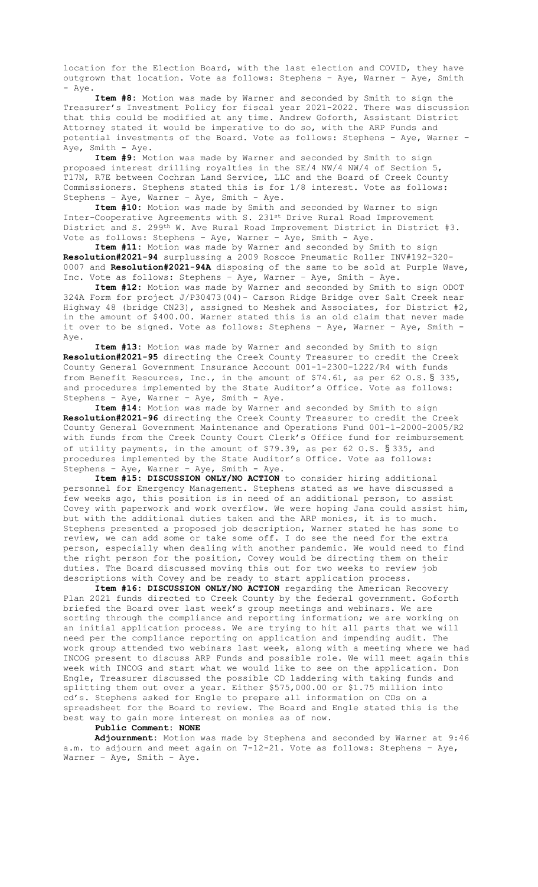location for the Election Board, with the last election and COVID, they have outgrown that location. Vote as follows: Stephens – Aye, Warner – Aye, Smith - Aye.

**Item #8:** Motion was made by Warner and seconded by Smith to sign the Treasurer's Investment Policy for fiscal year 2021-2022. There was discussion that this could be modified at any time. Andrew Goforth, Assistant District Attorney stated it would be imperative to do so, with the ARP Funds and potential investments of the Board. Vote as follows: Stephens – Aye, Warner – Aye, Smith - Aye.

**Item #9:** Motion was made by Warner and seconded by Smith to sign proposed interest drilling royalties in the SE/4 NW/4 NW/4 of Section 5, T17N, R7E between Cochran Land Service, LLC and the Board of Creek County Commissioners. Stephens stated this is for 1/8 interest. Vote as follows: Stephens – Aye, Warner – Aye, Smith - Aye.

**Item #10:** Motion was made by Smith and seconded by Warner to sign Inter-Cooperative Agreements with S. 231st Drive Rural Road Improvement District and S. 299th W. Ave Rural Road Improvement District in District #3. Vote as follows: Stephens – Aye, Warner – Aye, Smith - Aye.

**Item #11:** Motion was made by Warner and seconded by Smith to sign **Resolution#2021-94** surplussing a 2009 Roscoe Pneumatic Roller INV#192-320-0007 and **Resolution#2021-94A** disposing of the same to be sold at Purple Wave, Inc. Vote as follows: Stephens – Aye, Warner – Aye, Smith - Aye.

**Item #12:** Motion was made by Warner and seconded by Smith to sign ODOT 324A Form for project J/P30473(04)- Carson Ridge Bridge over Salt Creek near Highway 48 (bridge CN23), assigned to Meshek and Associates, for District #2, in the amount of $400.00. Warner stated this is an old claim that never made it over to be signed. Vote as follows: Stephens – Aye, Warner – Aye, Smith - Aye.

**Item #13:** Motion was made by Warner and seconded by Smith to sign **Resolution#2021-95** directing the Creek County Treasurer to credit the Creek County General Government Insurance Account 001-1-2300-1222/R4 with funds from Benefit Resources, Inc., in the amount of $74.61, as per 62 O.S. § 335, and procedures implemented by the State Auditor's Office. Vote as follows: Stephens – Aye, Warner – Aye, Smith - Aye.

**Item #14:** Motion was made by Warner and seconded by Smith to sign **Resolution#2021-96** directing the Creek County Treasurer to credit the Creek County General Government Maintenance and Operations Fund 001-1-2000-2005/R2 with funds from the Creek County Court Clerk's Office fund for reimbursement of utility payments, in the amount of $79.39, as per 62 O.S. § 335, and procedures implemented by the State Auditor's Office. Vote as follows: Stephens – Aye, Warner – Aye, Smith - Aye.

**Item #15: DISCUSSION ONLY/NO ACTION** to consider hiring additional personnel for Emergency Management. Stephens stated as we have discussed a few weeks ago, this position is in need of an additional person, to assist Covey with paperwork and work overflow. We were hoping Jana could assist him, but with the additional duties taken and the ARP monies, it is to much. Stephens presented a proposed job description, Warner stated he has some to review, we can add some or take some off. I do see the need for the extra person, especially when dealing with another pandemic. We would need to find the right person for the position, Covey would be directing them on their duties. The Board discussed moving this out for two weeks to review job descriptions with Covey and be ready to start application process.

**Item #16: DISCUSSION ONLY/NO ACTION** regarding the American Recovery Plan 2021 funds directed to Creek County by the federal government. Goforth briefed the Board over last week's group meetings and webinars. We are sorting through the compliance and reporting information; we are working on an initial application process. We are trying to hit all parts that we will need per the compliance reporting on application and impending audit. The work group attended two webinars last week, along with a meeting where we had INCOG present to discuss ARP Funds and possible role. We will meet again this week with INCOG and start what we would like to see on the application. Don Engle, Treasurer discussed the possible CD laddering with taking funds and splitting them out over a year. Either $575,000.00 or $1.75 million into cd's. Stephens asked for Engle to prepare all information on CDs on a spreadsheet for the Board to review. The Board and Engle stated this is the best way to gain more interest on monies as of now.

**Public Comment: NONE**

**Adjournment:** Motion was made by Stephens and seconded by Warner at 9:46 a.m. to adjourn and meet again on 7-12-21. Vote as follows: Stephens – Aye, Warner – Aye, Smith - Aye.